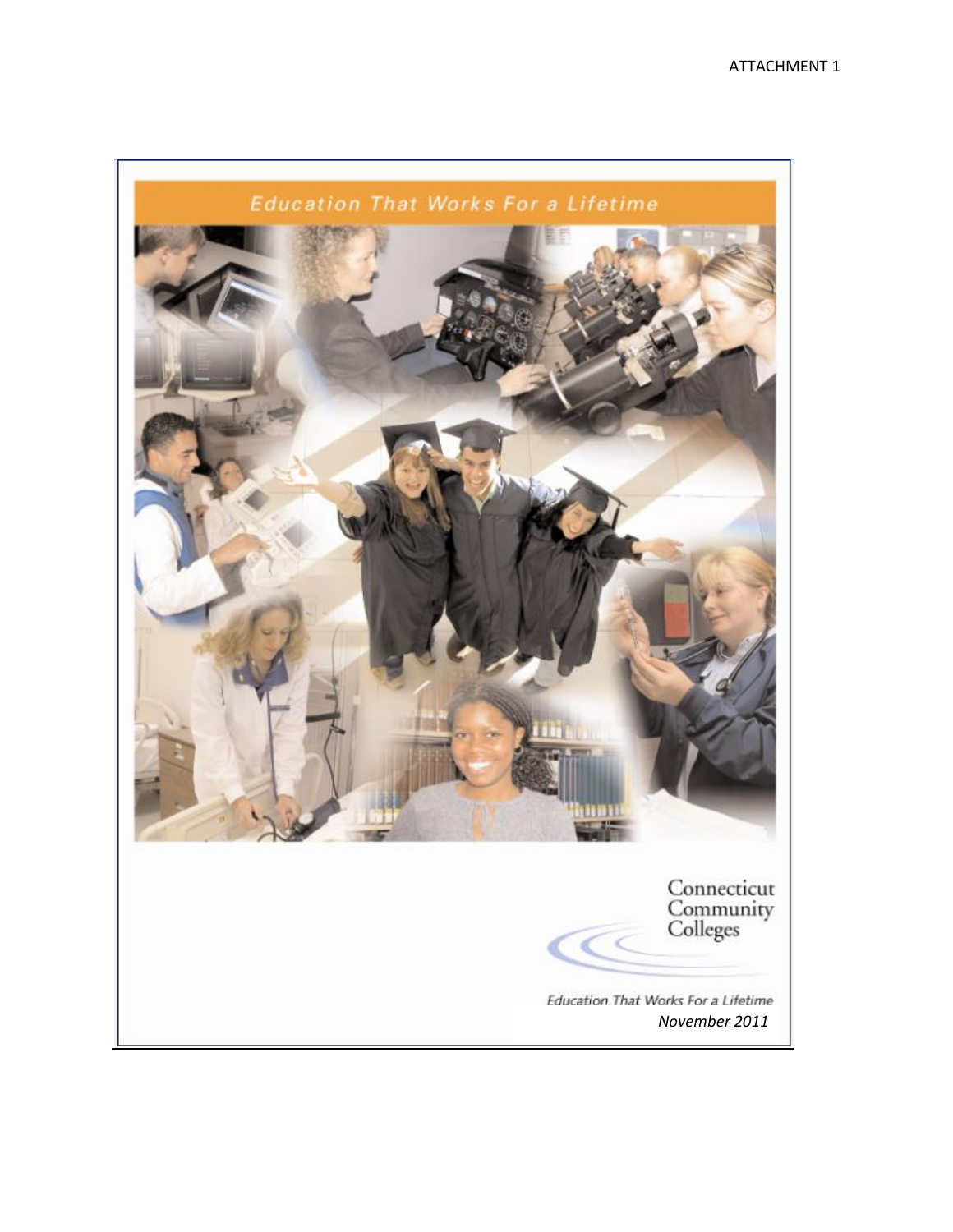ATTACHMENT 1

Education That Works For a Lifetime

Connecticut Community Colleges

*Education That Works For a Lifetime*

*November 2011*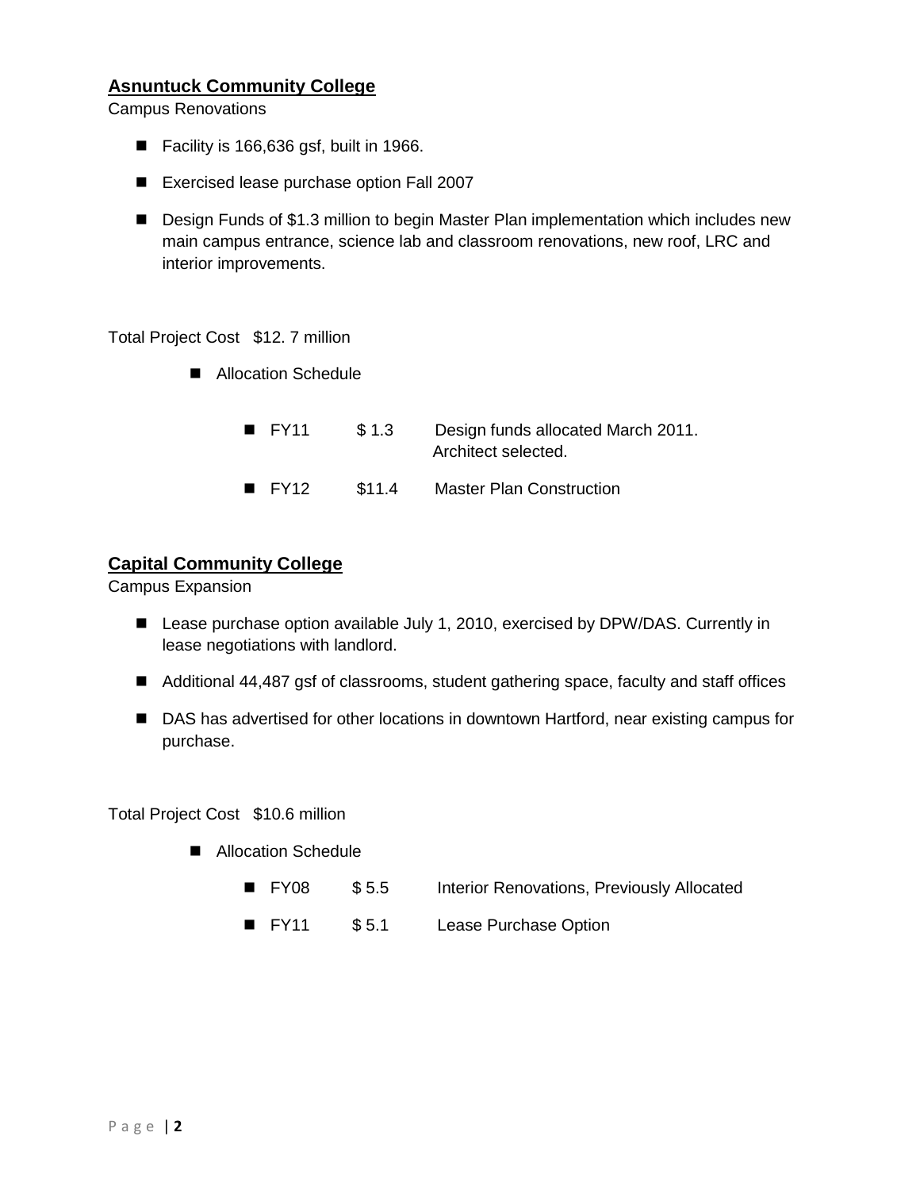**Asnuntuck Community College**

Campus Renovations

- Facility is 166,636 gsf, built in 1966.
- Exercised lease purchase option Fall 2007
- Design Funds of $1.3 million to begin Master Plan implementation which includes new main campus entrance, science lab and classroom renovations, new roof, LRC and interior improvements.

Total Project Cost $12. 7 million

- Allocation Schedule
  - FY11 $ 1.3 Design funds allocated March 2011. Architect selected.
  - FY12 $11.4 Master Plan Construction

**Capital Community College**

Campus Expansion

- Lease purchase option available July 1, 2010, exercised by DPW/DAS. Currently in lease negotiations with landlord.
- Additional 44,487 gsf of classrooms, student gathering space, faculty and staff offices
- DAS has advertised for other locations in downtown Hartford, near existing campus for purchase.

Total Project Cost $10.6 million

- Allocation Schedule
  - FY08 $ 5.5 Interior Renovations, Previously Allocated
  - FY11 $ 5.1 Lease Purchase Option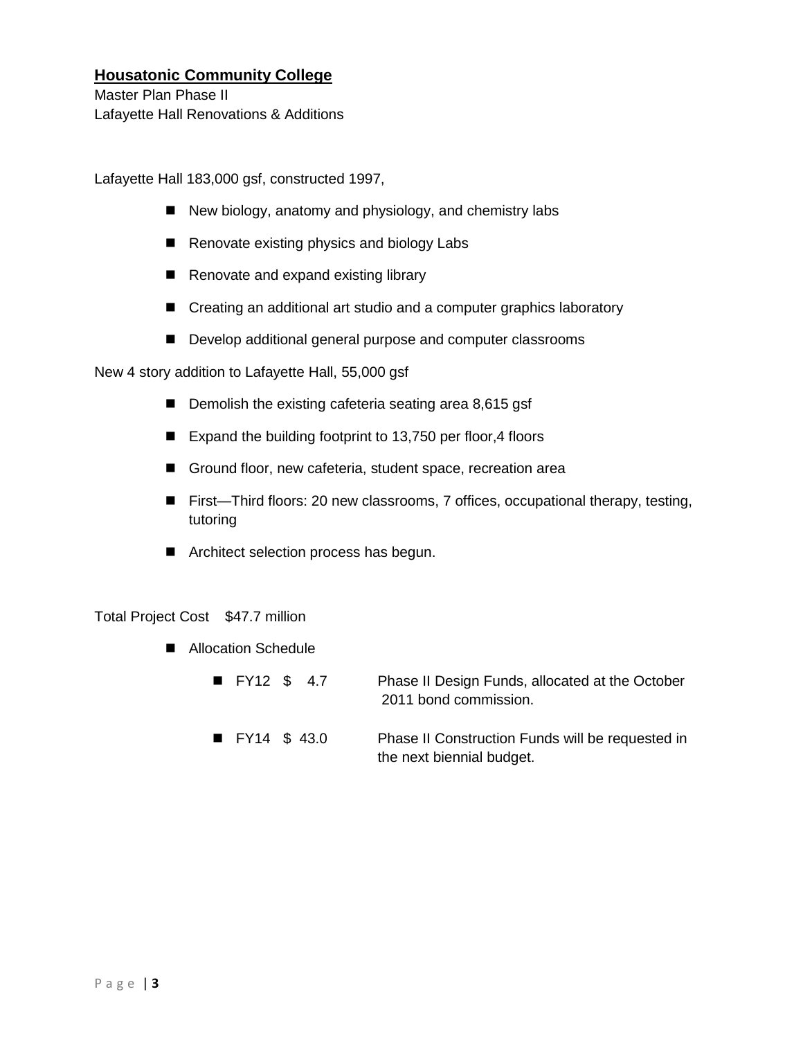**Housatonic Community College**

Master Plan Phase II
Lafayette Hall Renovations & Additions

Lafayette Hall 183,000 gsf, constructed 1997,

- New biology, anatomy and physiology, and chemistry labs
- Renovate existing physics and biology Labs
- Renovate and expand existing library
- Creating an additional art studio and a computer graphics laboratory
- Develop additional general purpose and computer classrooms

New 4 story addition to Lafayette Hall, 55,000 gsf

- Demolish the existing cafeteria seating area 8,615 gsf
- Expand the building footprint to 13,750 per floor,4 floors
- Ground floor, new cafeteria, student space, recreation area
- First—Third floors: 20 new classrooms, 7 offices, occupational therapy, testing, tutoring
- Architect selection process has begun.

Total Project Cost $47.7 million

- Allocation Schedule
  - FY12 $ 4.7 Phase II Design Funds, allocated at the October 2011 bond commission.
  - FY14 $ 43.0 Phase II Construction Funds will be requested in the next biennial budget.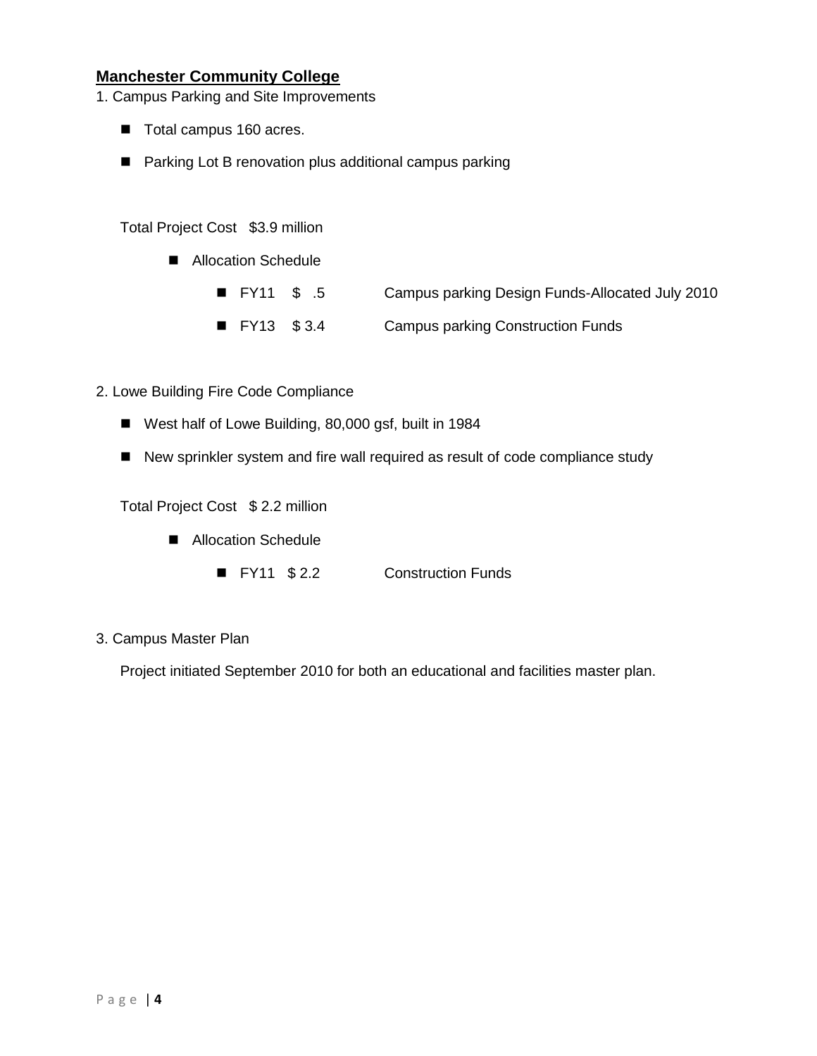## Manchester Community College

1. Campus Parking and Site Improvements

- Total campus 160 acres.
- Parking Lot B renovation plus additional campus parking

Total Project Cost $3.9 million

- Allocation Schedule
  - FY11 $ .5 Campus parking Design Funds-Allocated July 2010
  - FY13 $ 3.4 Campus parking Construction Funds

2. Lowe Building Fire Code Compliance

- West half of Lowe Building, 80,000 gsf, built in 1984
- New sprinkler system and fire wall required as result of code compliance study

Total Project Cost $ 2.2 million

- Allocation Schedule
  - FY11 $ 2.2 Construction Funds

3. Campus Master Plan

Project initiated September 2010 for both an educational and facilities master plan.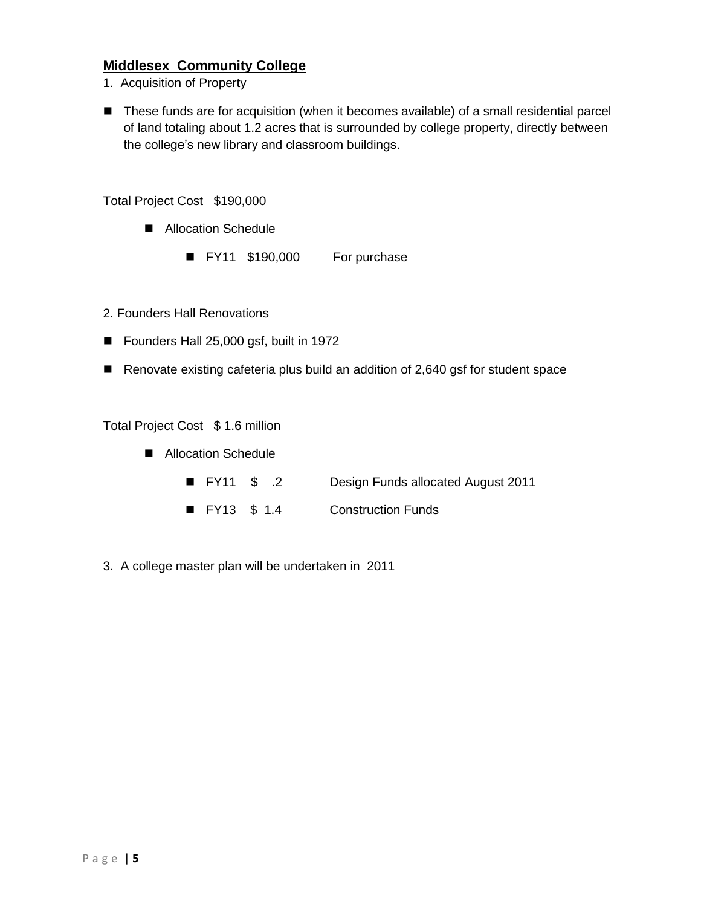## **Middlesex Community College**

1. Acquisition of Property

- These funds are for acquisition (when it becomes available) of a small residential parcel of land totaling about 1.2 acres that is surrounded by college property, directly between the college's new library and classroom buildings.

Total Project Cost $190,000

- Allocation Schedule
  - FY11 $190,000 For purchase

2. Founders Hall Renovations

- Founders Hall 25,000 gsf, built in 1972
- Renovate existing cafeteria plus build an addition of 2,640 gsf for student space

Total Project Cost $ 1.6 million

- Allocation Schedule
  - FY11 $ .2 Design Funds allocated August 2011
  - FY13 $ 1.4 Construction Funds

3. A college master plan will be undertaken in 2011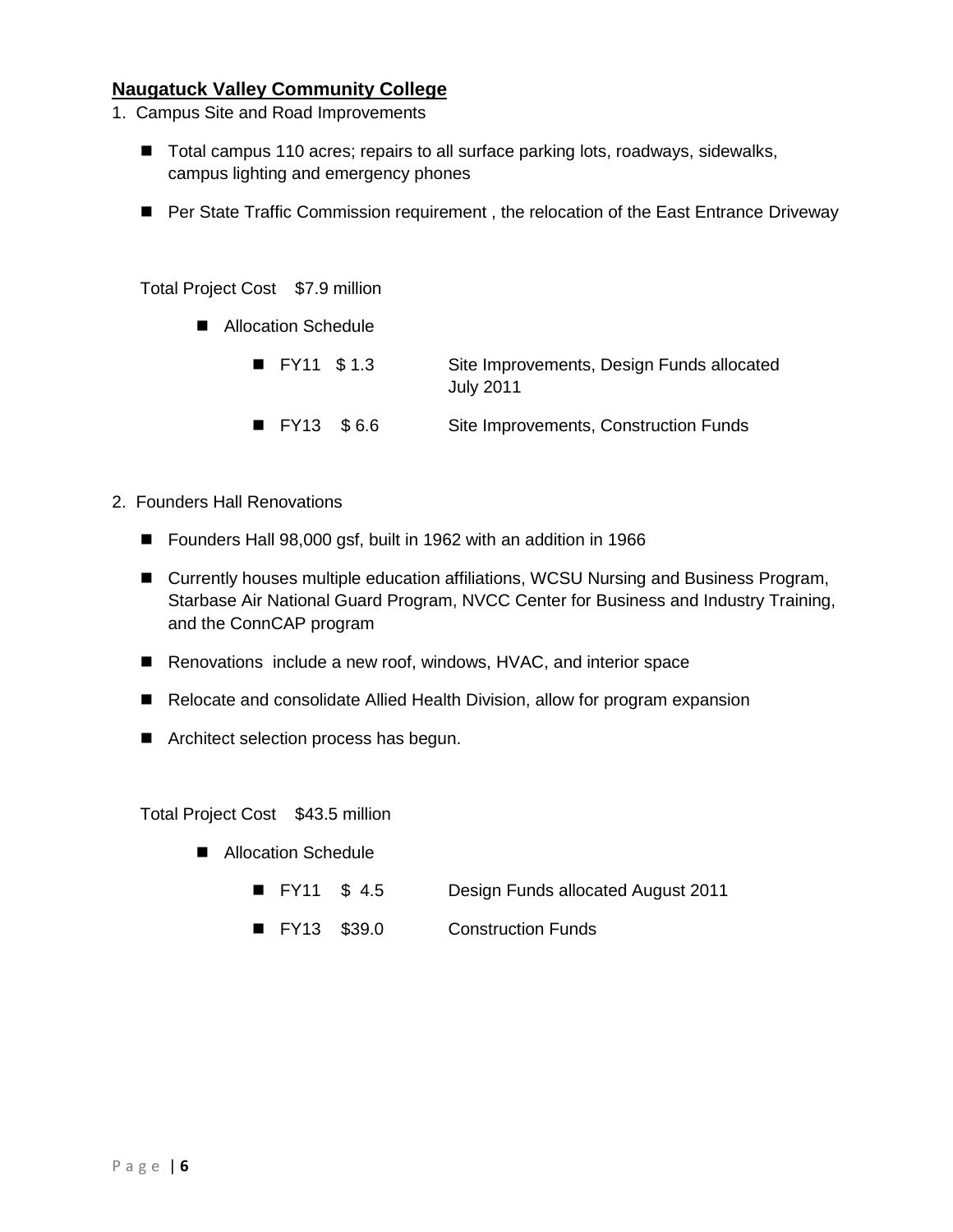## Naugatuck Valley Community College

1. Campus Site and Road Improvements

- Total campus 110 acres; repairs to all surface parking lots, roadways, sidewalks, campus lighting and emergency phones
- Per State Traffic Commission requirement , the relocation of the East Entrance Driveway

Total Project Cost $7.9 million

- Allocation Schedule
  - FY11 $ 1.3 — Site Improvements, Design Funds allocated July 2011
  - FY13 $ 6.6 — Site Improvements, Construction Funds

2. Founders Hall Renovations

- Founders Hall 98,000 gsf, built in 1962 with an addition in 1966
- Currently houses multiple education affiliations, WCSU Nursing and Business Program, Starbase Air National Guard Program, NVCC Center for Business and Industry Training, and the ConnCAP program
- Renovations include a new roof, windows, HVAC, and interior space
- Relocate and consolidate Allied Health Division, allow for program expansion
- Architect selection process has begun.

Total Project Cost $43.5 million

- Allocation Schedule
  - FY11 $ 4.5 — Design Funds allocated August 2011
  - FY13 $39.0 — Construction Funds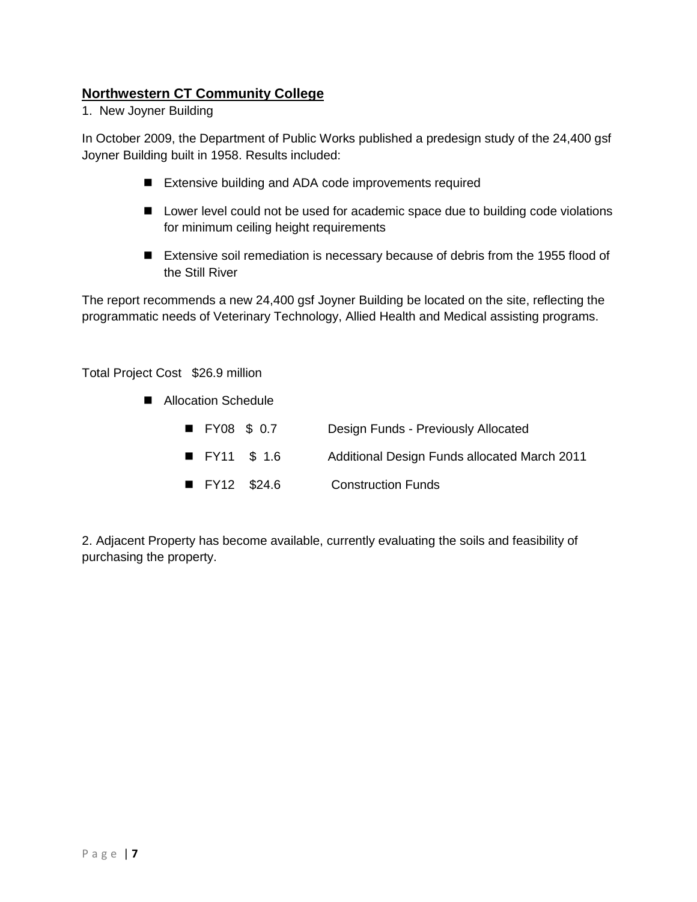## Northwestern CT Community College

1. New Joyner Building

In October 2009, the Department of Public Works published a predesign study of the 24,400 gsf Joyner Building built in 1958. Results included:

- Extensive building and ADA code improvements required
- Lower level could not be used for academic space due to building code violations for minimum ceiling height requirements
- Extensive soil remediation is necessary because of debris from the 1955 flood of the Still River

The report recommends a new 24,400 gsf Joyner Building be located on the site, reflecting the programmatic needs of Veterinary Technology, Allied Health and Medical assisting programs.

Total Project Cost $26.9 million

- Allocation Schedule
  - FY08 $ 0.7 Design Funds - Previously Allocated
  - FY11 $ 1.6 Additional Design Funds allocated March 2011
  - FY12 $24.6 Construction Funds

2. Adjacent Property has become available, currently evaluating the soils and feasibility of purchasing the property.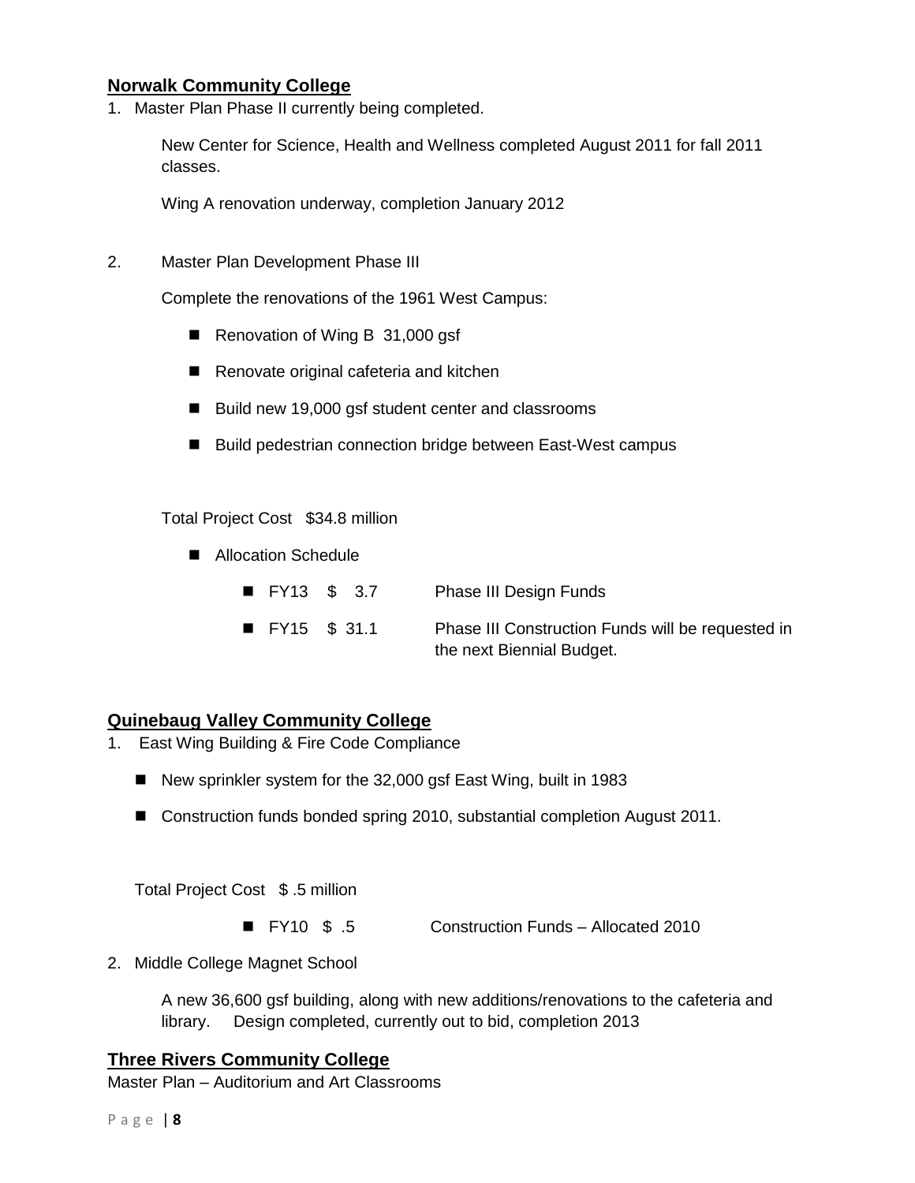## Norwalk Community College

1. Master Plan Phase II currently being completed.

   New Center for Science, Health and Wellness completed August 2011 for fall 2011 classes.

   Wing A renovation underway, completion January 2012

2. Master Plan Development Phase III

   Complete the renovations of the 1961 West Campus:

   - Renovation of Wing B 31,000 gsf
   - Renovate original cafeteria and kitchen
   - Build new 19,000 gsf student center and classrooms
   - Build pedestrian connection bridge between East-West campus

   Total Project Cost $34.8 million

   - Allocation Schedule
     - FY13 $ 3.7 Phase III Design Funds
     - FY15 $ 31.1 Phase III Construction Funds will be requested in the next Biennial Budget.

## Quinebaug Valley Community College

1. East Wing Building & Fire Code Compliance

   - New sprinkler system for the 32,000 gsf East Wing, built in 1983
   - Construction funds bonded spring 2010, substantial completion August 2011.

   Total Project Cost $ .5 million

   - FY10 $ .5 Construction Funds – Allocated 2010

2. Middle College Magnet School

   A new 36,600 gsf building, along with new additions/renovations to the cafeteria and library. Design completed, currently out to bid, completion 2013

## Three Rivers Community College

Master Plan – Auditorium and Art Classrooms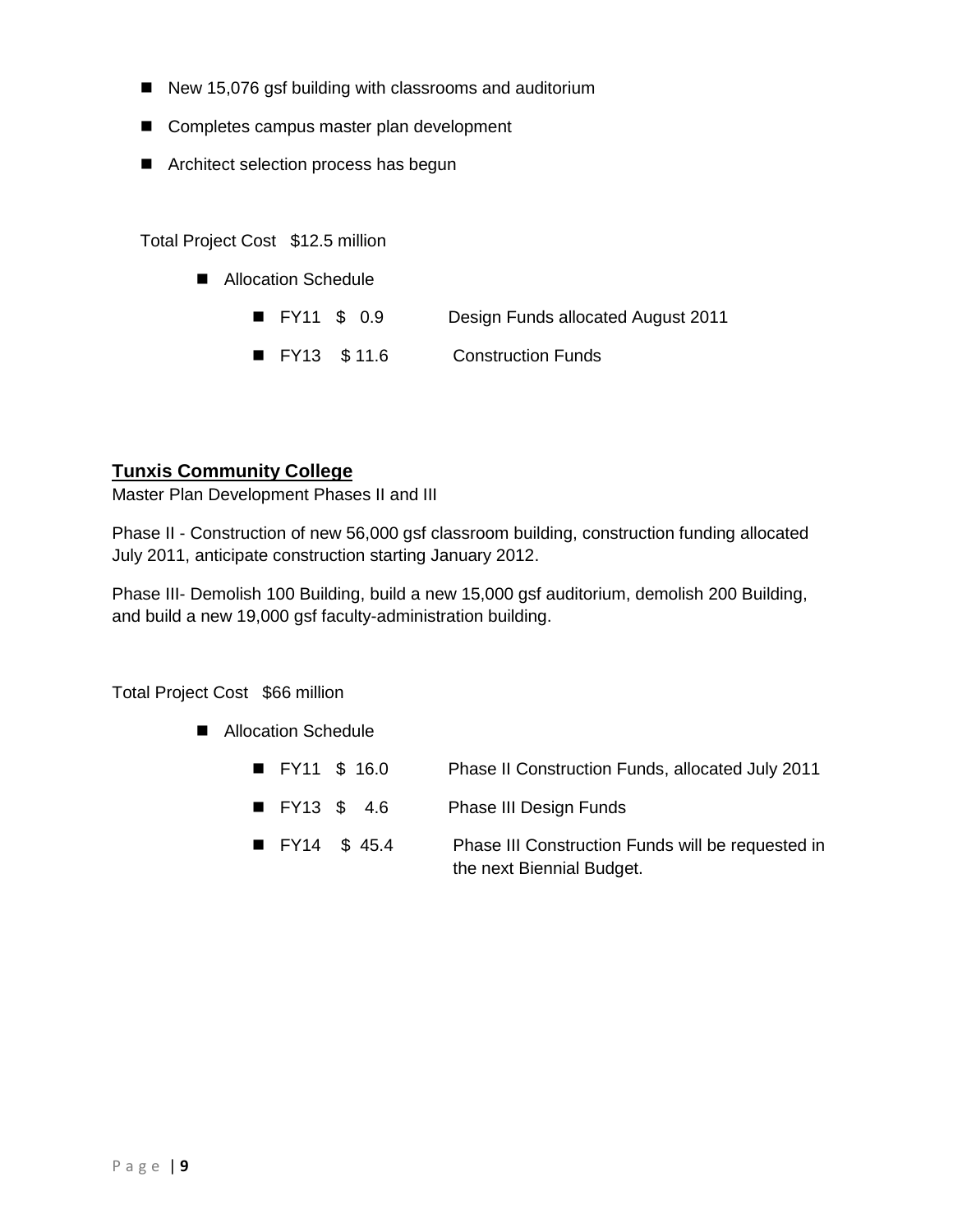- New 15,076 gsf building with classrooms and auditorium
- Completes campus master plan development
- Architect selection process has begun

Total Project Cost $12.5 million

- Allocation Schedule
  - FY11 $ 0.9 Design Funds allocated August 2011
  - FY13 $ 11.6 Construction Funds

## Tunxis Community College

Master Plan Development Phases II and III

Phase II - Construction of new 56,000 gsf classroom building, construction funding allocated July 2011, anticipate construction starting January 2012.

Phase III- Demolish 100 Building, build a new 15,000 gsf auditorium, demolish 200 Building, and build a new 19,000 gsf faculty-administration building.

Total Project Cost $66 million

- Allocation Schedule
  - FY11 $ 16.0 Phase II Construction Funds, allocated July 2011
  - FY13 $ 4.6 Phase III Design Funds
  - FY14 $ 45.4 Phase III Construction Funds will be requested in the next Biennial Budget.